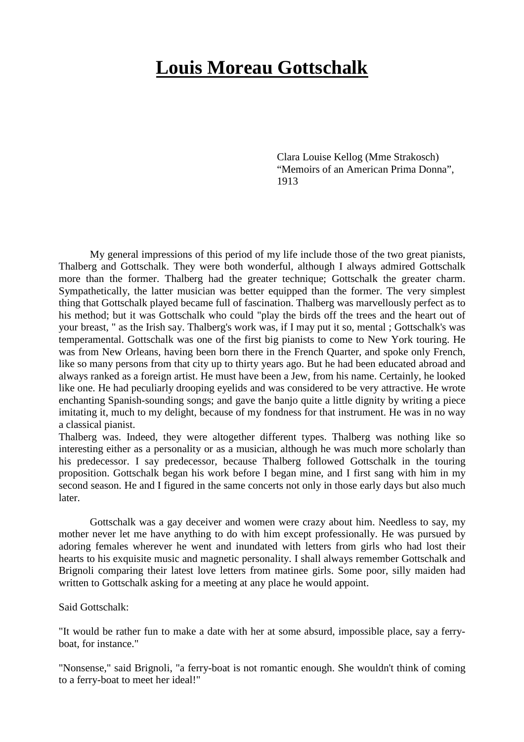# **Louis Moreau Gottschalk**

Clara Louise Kellog (Mme Strakosch)
"Memoirs of an American Prima Donna",
1913

My general impressions of this period of my life include those of the two great pianists, Thalberg and Gottschalk. They were both wonderful, although I always admired Gottschalk more than the former. Thalberg had the greater technique; Gottschalk the greater charm. Sympathetically, the latter musician was better equipped than the former. The very simplest thing that Gottschalk played became full of fascination. Thalberg was marvellously perfect as to his method; but it was Gottschalk who could "play the birds off the trees and the heart out of your breast, " as the Irish say. Thalberg's work was, if I may put it so, mental ; Gottschalk's was temperamental. Gottschalk was one of the first big pianists to come to New York touring. He was from New Orleans, having been born there in the French Quarter, and spoke only French, like so many persons from that city up to thirty years ago. But he had been educated abroad and always ranked as a foreign artist. He must have been a Jew, from his name. Certainly, he looked like one. He had peculiarly drooping eyelids and was considered to be very attractive. He wrote enchanting Spanish-sounding songs; and gave the banjo quite a little dignity by writing a piece imitating it, much to my delight, because of my fondness for that instrument. He was in no way a classical pianist.
Thalberg was. Indeed, they were altogether different types. Thalberg was nothing like so interesting either as a personality or as a musician, although he was much more scholarly than his predecessor. I say predecessor, because Thalberg followed Gottschalk in the touring proposition. Gottschalk began his work before I began mine, and I first sang with him in my second season. He and I figured in the same concerts not only in those early days but also much later.

Gottschalk was a gay deceiver and women were crazy about him. Needless to say, my mother never let me have anything to do with him except professionally. He was pursued by adoring females wherever he went and inundated with letters from girls who had lost their hearts to his exquisite music and magnetic personality. I shall always remember Gottschalk and Brignoli comparing their latest love letters from matinee girls. Some poor, silly maiden had written to Gottschalk asking for a meeting at any place he would appoint.

Said Gottschalk:

"It would be rather fun to make a date with her at some absurd, impossible place, say a ferry-boat, for instance."

"Nonsense," said Brignoli, "a ferry-boat is not romantic enough. She wouldn't think of coming to a ferry-boat to meet her ideal!"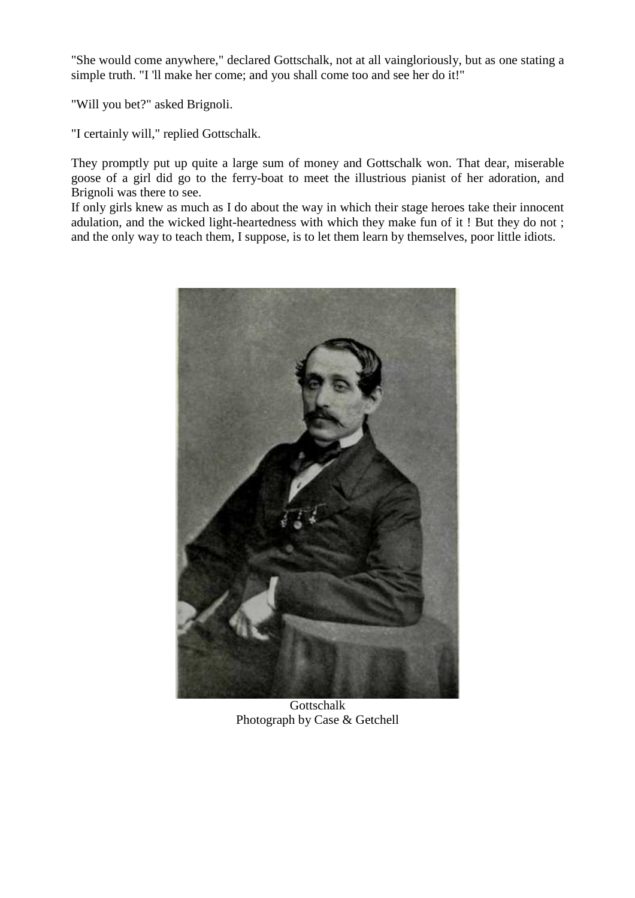"She would come anywhere," declared Gottschalk, not at all vaingloriously, but as one stating a simple truth. "I 'll make her come; and you shall come too and see her do it!"

"Will you bet?" asked Brignoli.

"I certainly will," replied Gottschalk.

They promptly put up quite a large sum of money and Gottschalk won. That dear, miserable goose of a girl did go to the ferry-boat to meet the illustrious pianist of her adoration, and Brignoli was there to see.

If only girls knew as much as I do about the way in which their stage heroes take their innocent adulation, and the wicked light-heartedness with which they make fun of it ! But they do not ; and the only way to teach them, I suppose, is to let them learn by themselves, poor little idiots.

Gottschalk
Photograph by Case & Getchell